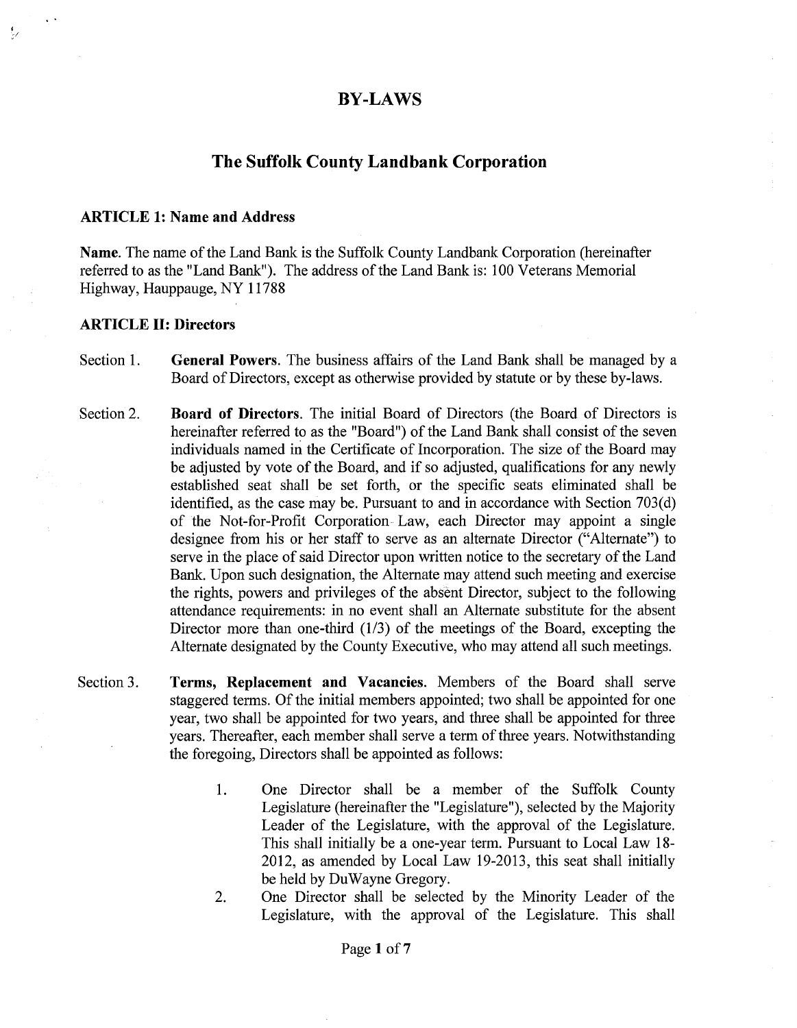# BY-LAWS

## The Suffolk County Landbank Corporation

### ARTICLE 1: Name and Address

**Name**. The name of the Land Bank is the Suffolk County Landbank Corporation (hereinafter referred to as the "Land Bank"). The address of the Land Bank is: 100 Veterans Memorial Highway, Hauppauge, NY 11788

### ARTICLE II: Directors

Section 1. **General Powers**. The business affairs of the Land Bank shall be managed by a Board of Directors, except as otherwise provided by statute or by these by-laws.

Section 2. **Board of Directors**. The initial Board of Directors (the Board of Directors is hereinafter referred to as the "Board") of the Land Bank shall consist of the seven individuals named in the Certificate of Incorporation. The size of the Board may be adjusted by vote of the Board, and if so adjusted, qualifications for any newly established seat shall be set forth, or the specific seats eliminated shall be identified, as the case may be. Pursuant to and in accordance with Section 703(d) of the Not-for-Profit Corporation Law, each Director may appoint a single designee from his or her staff to serve as an alternate Director ("Alternate") to serve in the place of said Director upon written notice to the secretary of the Land Bank. Upon such designation, the Alternate may attend such meeting and exercise the rights, powers and privileges of the absent Director, subject to the following attendance requirements: in no event shall an Alternate substitute for the absent Director more than one-third (1/3) of the meetings of the Board, excepting the Alternate designated by the County Executive, who may attend all such meetings.

Section 3. **Terms, Replacement and Vacancies.** Members of the Board shall serve staggered terms. Of the initial members appointed; two shall be appointed for one year, two shall be appointed for two years, and three shall be appointed for three years. Thereafter, each member shall serve a term of three years. Notwithstanding the foregoing, Directors shall be appointed as follows:

1. One Director shall be a member of the Suffolk County Legislature (hereinafter the "Legislature"), selected by the Majority Leader of the Legislature, with the approval of the Legislature. This shall initially be a one-year term. Pursuant to Local Law 18-2012, as amended by Local Law 19-2013, this seat shall initially be held by DuWayne Gregory.
2. One Director shall be selected by the Minority Leader of the Legislature, with the approval of the Legislature. This shall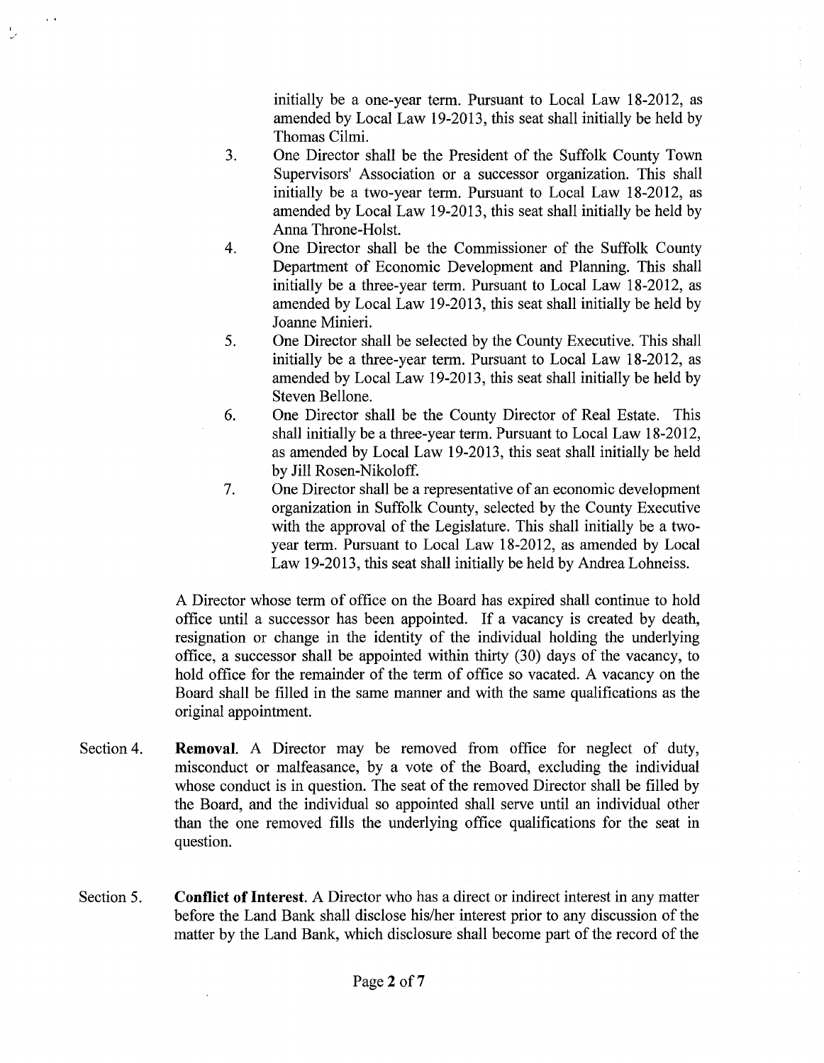initially be a one-year term. Pursuant to Local Law 18-2012, as amended by Local Law 19-2013, this seat shall initially be held by Thomas Cilmi.

3. One Director shall be the President of the Suffolk County Town Supervisors' Association or a successor organization. This shall initially be a two-year term. Pursuant to Local Law 18-2012, as amended by Local Law 19-2013, this seat shall initially be held by Anna Throne-Holst.
4. One Director shall be the Commissioner of the Suffolk County Department of Economic Development and Planning. This shall initially be a three-year term. Pursuant to Local Law 18-2012, as amended by Local Law 19-2013, this seat shall initially be held by Joanne Minieri.
5. One Director shall be selected by the County Executive. This shall initially be a three-year term. Pursuant to Local Law 18-2012, as amended by Local Law 19-2013, this seat shall initially be held by Steven Bellone.
6. One Director shall be the County Director of Real Estate. This shall initially be a three-year term. Pursuant to Local Law 18-2012, as amended by Local Law 19-2013, this seat shall initially be held by Jill Rosen-Nikoloff.
7. One Director shall be a representative of an economic development organization in Suffolk County, selected by the County Executive with the approval of the Legislature. This shall initially be a two-year term. Pursuant to Local Law 18-2012, as amended by Local Law 19-2013, this seat shall initially be held by Andrea Lohneiss.

A Director whose term of office on the Board has expired shall continue to hold office until a successor has been appointed. If a vacancy is created by death, resignation or change in the identity of the individual holding the underlying office, a successor shall be appointed within thirty (30) days of the vacancy, to hold office for the remainder of the term of office so vacated. A vacancy on the Board shall be filled in the same manner and with the same qualifications as the original appointment.

Section 4. **Removal**. A Director may be removed from office for neglect of duty, misconduct or malfeasance, by a vote of the Board, excluding the individual whose conduct is in question. The seat of the removed Director shall be filled by the Board, and the individual so appointed shall serve until an individual other than the one removed fills the underlying office qualifications for the seat in question.

Section 5. **Conflict of Interest**. A Director who has a direct or indirect interest in any matter before the Land Bank shall disclose his/her interest prior to any discussion of the matter by the Land Bank, which disclosure shall become part of the record of the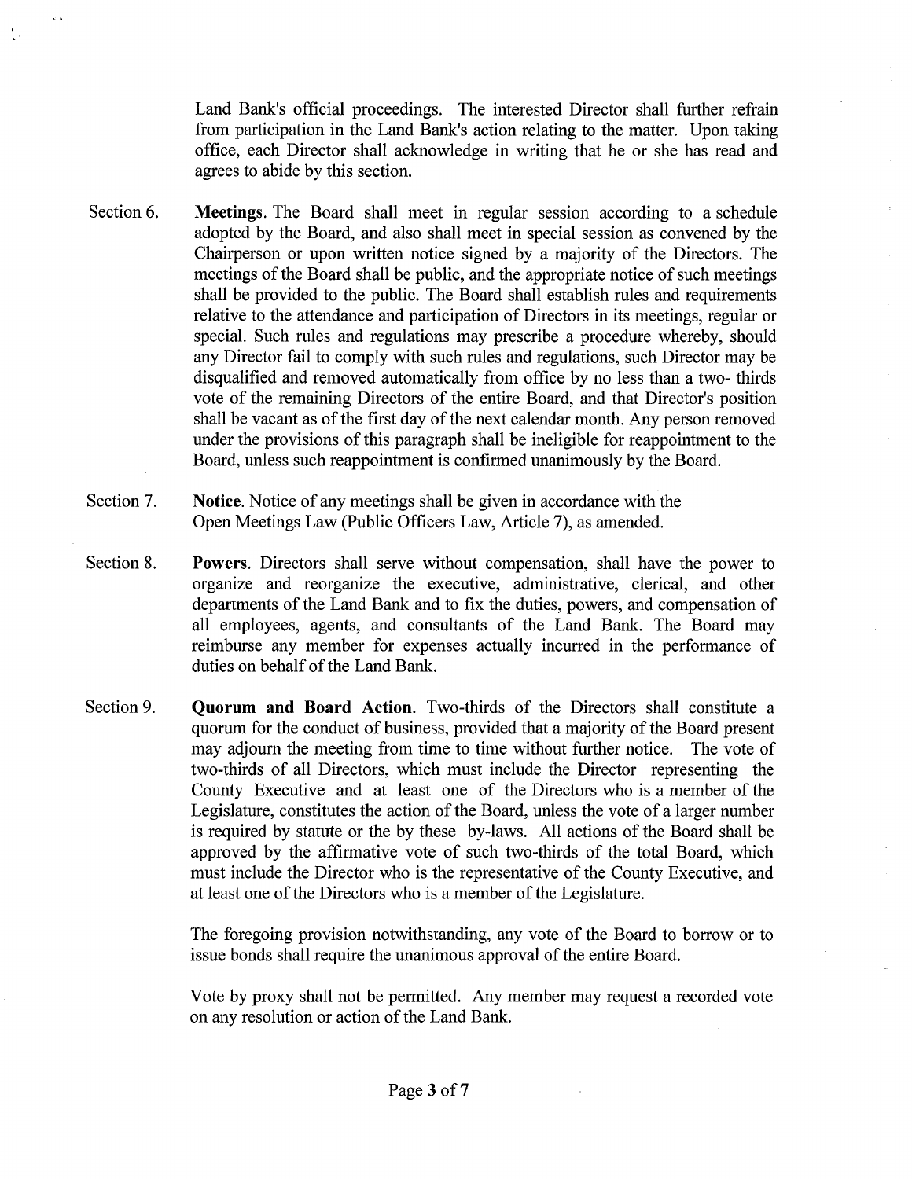Land Bank's official proceedings. The interested Director shall further refrain from participation in the Land Bank's action relating to the matter. Upon taking office, each Director shall acknowledge in writing that he or she has read and agrees to abide by this section.

Section 6. **Meetings**. The Board shall meet in regular session according to a schedule adopted by the Board, and also shall meet in special session as convened by the Chairperson or upon written notice signed by a majority of the Directors. The meetings of the Board shall be public, and the appropriate notice of such meetings shall be provided to the public. The Board shall establish rules and requirements relative to the attendance and participation of Directors in its meetings, regular or special. Such rules and regulations may prescribe a procedure whereby, should any Director fail to comply with such rules and regulations, such Director may be disqualified and removed automatically from office by no less than a two- thirds vote of the remaining Directors of the entire Board, and that Director's position shall be vacant as of the first day of the next calendar month. Any person removed under the provisions of this paragraph shall be ineligible for reappointment to the Board, unless such reappointment is confirmed unanimously by the Board.

Section 7. **Notice**. Notice of any meetings shall be given in accordance with the Open Meetings Law (Public Officers Law, Article 7), as amended.

Section 8. **Powers**. Directors shall serve without compensation, shall have the power to organize and reorganize the executive, administrative, clerical, and other departments of the Land Bank and to fix the duties, powers, and compensation of all employees, agents, and consultants of the Land Bank. The Board may reimburse any member for expenses actually incurred in the performance of duties on behalf of the Land Bank.

Section 9. **Quorum and Board Action**. Two-thirds of the Directors shall constitute a quorum for the conduct of business, provided that a majority of the Board present may adjourn the meeting from time to time without further notice. The vote of two-thirds of all Directors, which must include the Director representing the County Executive and at least one of the Directors who is a member of the Legislature, constitutes the action of the Board, unless the vote of a larger number is required by statute or the by these by-laws. All actions of the Board shall be approved by the affirmative vote of such two-thirds of the total Board, which must include the Director who is the representative of the County Executive, and at least one of the Directors who is a member of the Legislature.

The foregoing provision notwithstanding, any vote of the Board to borrow or to issue bonds shall require the unanimous approval of the entire Board.

Vote by proxy shall not be permitted. Any member may request a recorded vote on any resolution or action of the Land Bank.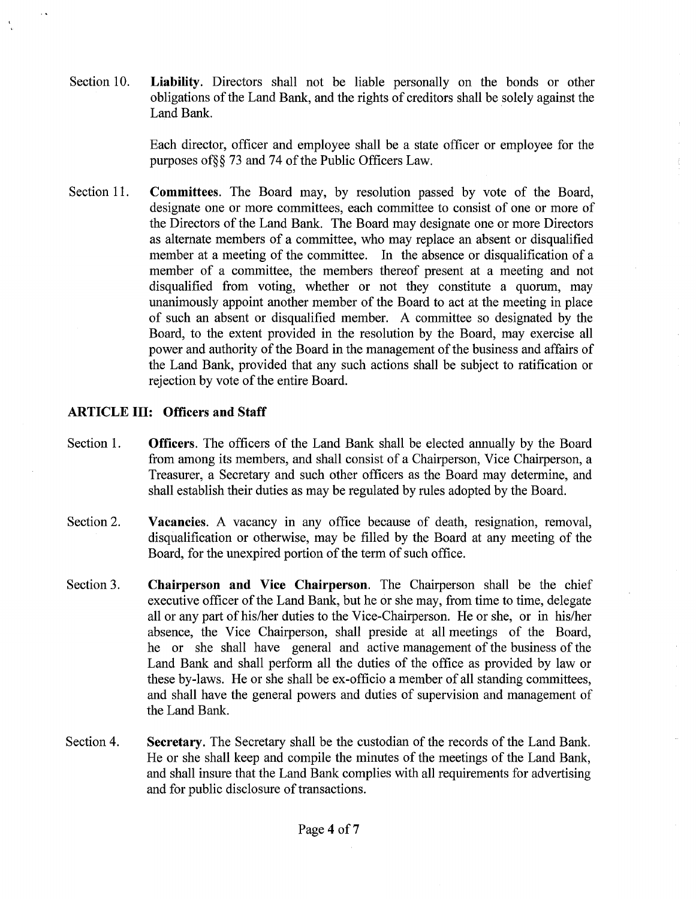Section 10. **Liability.** Directors shall not be liable personally on the bonds or other obligations of the Land Bank, and the rights of creditors shall be solely against the Land Bank.

Each director, officer and employee shall be a state officer or employee for the purposes of§§ 73 and 74 of the Public Officers Law.

Section 11. **Committees.** The Board may, by resolution passed by vote of the Board, designate one or more committees, each committee to consist of one or more of the Directors of the Land Bank. The Board may designate one or more Directors as alternate members of a committee, who may replace an absent or disqualified member at a meeting of the committee. In the absence or disqualification of a member of a committee, the members thereof present at a meeting and not disqualified from voting, whether or not they constitute a quorum, may unanimously appoint another member of the Board to act at the meeting in place of such an absent or disqualified member. A committee so designated by the Board, to the extent provided in the resolution by the Board, may exercise all power and authority of the Board in the management of the business and affairs of the Land Bank, provided that any such actions shall be subject to ratification or rejection by vote of the entire Board.

## ARTICLE III: Officers and Staff

Section 1. **Officers.** The officers of the Land Bank shall be elected annually by the Board from among its members, and shall consist of a Chairperson, Vice Chairperson, a Treasurer, a Secretary and such other officers as the Board may determine, and shall establish their duties as may be regulated by rules adopted by the Board.

Section 2. **Vacancies.** A vacancy in any office because of death, resignation, removal, disqualification or otherwise, may be filled by the Board at any meeting of the Board, for the unexpired portion of the term of such office.

Section 3. **Chairperson and Vice Chairperson.** The Chairperson shall be the chief executive officer of the Land Bank, but he or she may, from time to time, delegate all or any part of his/her duties to the Vice-Chairperson. He or she, or in his/her absence, the Vice Chairperson, shall preside at all meetings of the Board, he or she shall have general and active management of the business of the Land Bank and shall perform all the duties of the office as provided by law or these by-laws. He or she shall be ex-officio a member of all standing committees, and shall have the general powers and duties of supervision and management of the Land Bank.

Section 4. **Secretary.** The Secretary shall be the custodian of the records of the Land Bank. He or she shall keep and compile the minutes of the meetings of the Land Bank, and shall insure that the Land Bank complies with all requirements for advertising and for public disclosure of transactions.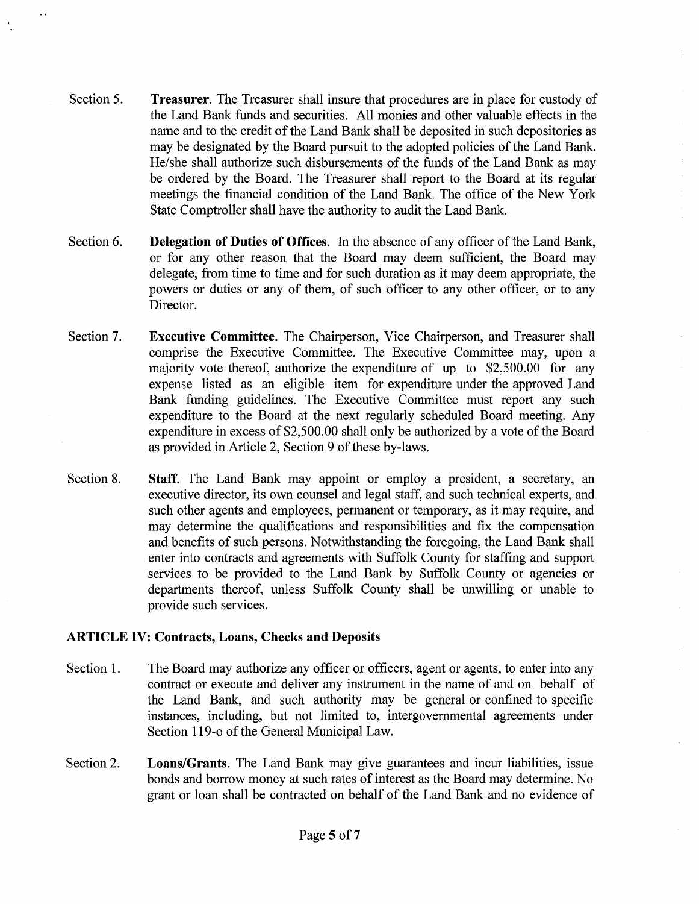Section 5. **Treasurer.** The Treasurer shall insure that procedures are in place for custody of the Land Bank funds and securities. All monies and other valuable effects in the name and to the credit of the Land Bank shall be deposited in such depositories as may be designated by the Board pursuit to the adopted policies of the Land Bank. He/she shall authorize such disbursements of the funds of the Land Bank as may be ordered by the Board. The Treasurer shall report to the Board at its regular meetings the financial condition of the Land Bank. The office of the New York State Comptroller shall have the authority to audit the Land Bank.

Section 6. **Delegation of Duties of Offices.** In the absence of any officer of the Land Bank, or for any other reason that the Board may deem sufficient, the Board may delegate, from time to time and for such duration as it may deem appropriate, the powers or duties or any of them, of such officer to any other officer, or to any Director.

Section 7. **Executive Committee.** The Chairperson, Vice Chairperson, and Treasurer shall comprise the Executive Committee. The Executive Committee may, upon a majority vote thereof, authorize the expenditure of up to $2,500.00 for any expense listed as an eligible item for expenditure under the approved Land Bank funding guidelines. The Executive Committee must report any such expenditure to the Board at the next regularly scheduled Board meeting. Any expenditure in excess of $2,500.00 shall only be authorized by a vote of the Board as provided in Article 2, Section 9 of these by-laws.

Section 8. **Staff.** The Land Bank may appoint or employ a president, a secretary, an executive director, its own counsel and legal staff, and such technical experts, and such other agents and employees, permanent or temporary, as it may require, and may determine the qualifications and responsibilities and fix the compensation and benefits of such persons. Notwithstanding the foregoing, the Land Bank shall enter into contracts and agreements with Suffolk County for staffing and support services to be provided to the Land Bank by Suffolk County or agencies or departments thereof, unless Suffolk County shall be unwilling or unable to provide such services.

## ARTICLE IV: Contracts, Loans, Checks and Deposits

Section 1. The Board may authorize any officer or officers, agent or agents, to enter into any contract or execute and deliver any instrument in the name of and on behalf of the Land Bank, and such authority may be general or confined to specific instances, including, but not limited to, intergovernmental agreements under Section 119-o of the General Municipal Law.

Section 2. **Loans/Grants.** The Land Bank may give guarantees and incur liabilities, issue bonds and borrow money at such rates of interest as the Board may determine. No grant or loan shall be contracted on behalf of the Land Bank and no evidence of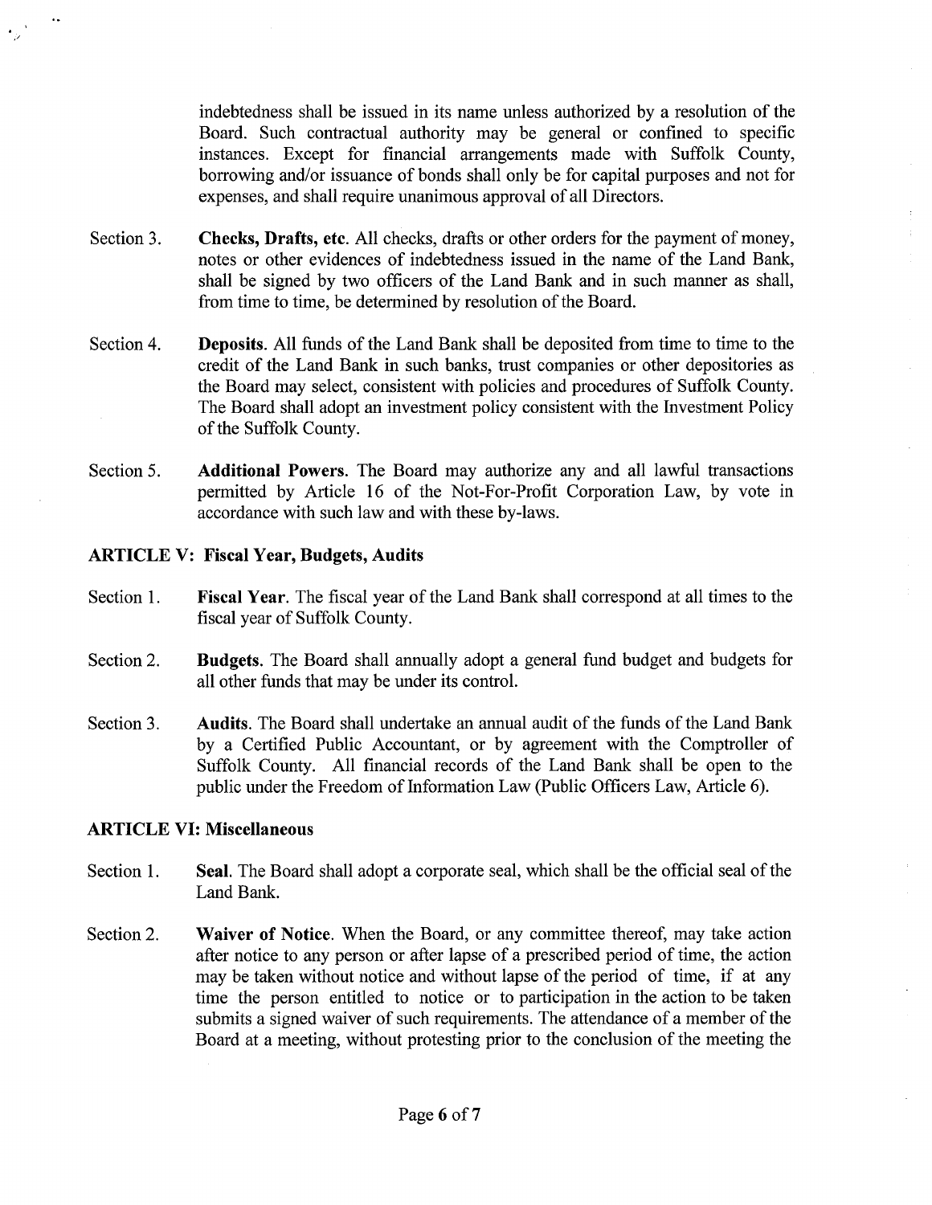indebtedness shall be issued in its name unless authorized by a resolution of the Board. Such contractual authority may be general or confined to specific instances. Except for financial arrangements made with Suffolk County, borrowing and/or issuance of bonds shall only be for capital purposes and not for expenses, and shall require unanimous approval of all Directors.

Section 3. **Checks, Drafts, etc.** All checks, drafts or other orders for the payment of money, notes or other evidences of indebtedness issued in the name of the Land Bank, shall be signed by two officers of the Land Bank and in such manner as shall, from time to time, be determined by resolution of the Board.

Section 4. **Deposits.** All funds of the Land Bank shall be deposited from time to time to the credit of the Land Bank in such banks, trust companies or other depositories as the Board may select, consistent with policies and procedures of Suffolk County. The Board shall adopt an investment policy consistent with the Investment Policy of the Suffolk County.

Section 5. **Additional Powers.** The Board may authorize any and all lawful transactions permitted by Article 16 of the Not-For-Profit Corporation Law, by vote in accordance with such law and with these by-laws.

## ARTICLE V: Fiscal Year, Budgets, Audits

Section 1. **Fiscal Year.** The fiscal year of the Land Bank shall correspond at all times to the fiscal year of Suffolk County.

Section 2. **Budgets.** The Board shall annually adopt a general fund budget and budgets for all other funds that may be under its control.

Section 3. **Audits.** The Board shall undertake an annual audit of the funds of the Land Bank by a Certified Public Accountant, or by agreement with the Comptroller of Suffolk County. All financial records of the Land Bank shall be open to the public under the Freedom of Information Law (Public Officers Law, Article 6).

## ARTICLE VI: Miscellaneous

Section 1. **Seal.** The Board shall adopt a corporate seal, which shall be the official seal of the Land Bank.

Section 2. **Waiver of Notice.** When the Board, or any committee thereof, may take action after notice to any person or after lapse of a prescribed period of time, the action may be taken without notice and without lapse of the period of time, if at any time the person entitled to notice or to participation in the action to be taken submits a signed waiver of such requirements. The attendance of a member of the Board at a meeting, without protesting prior to the conclusion of the meeting the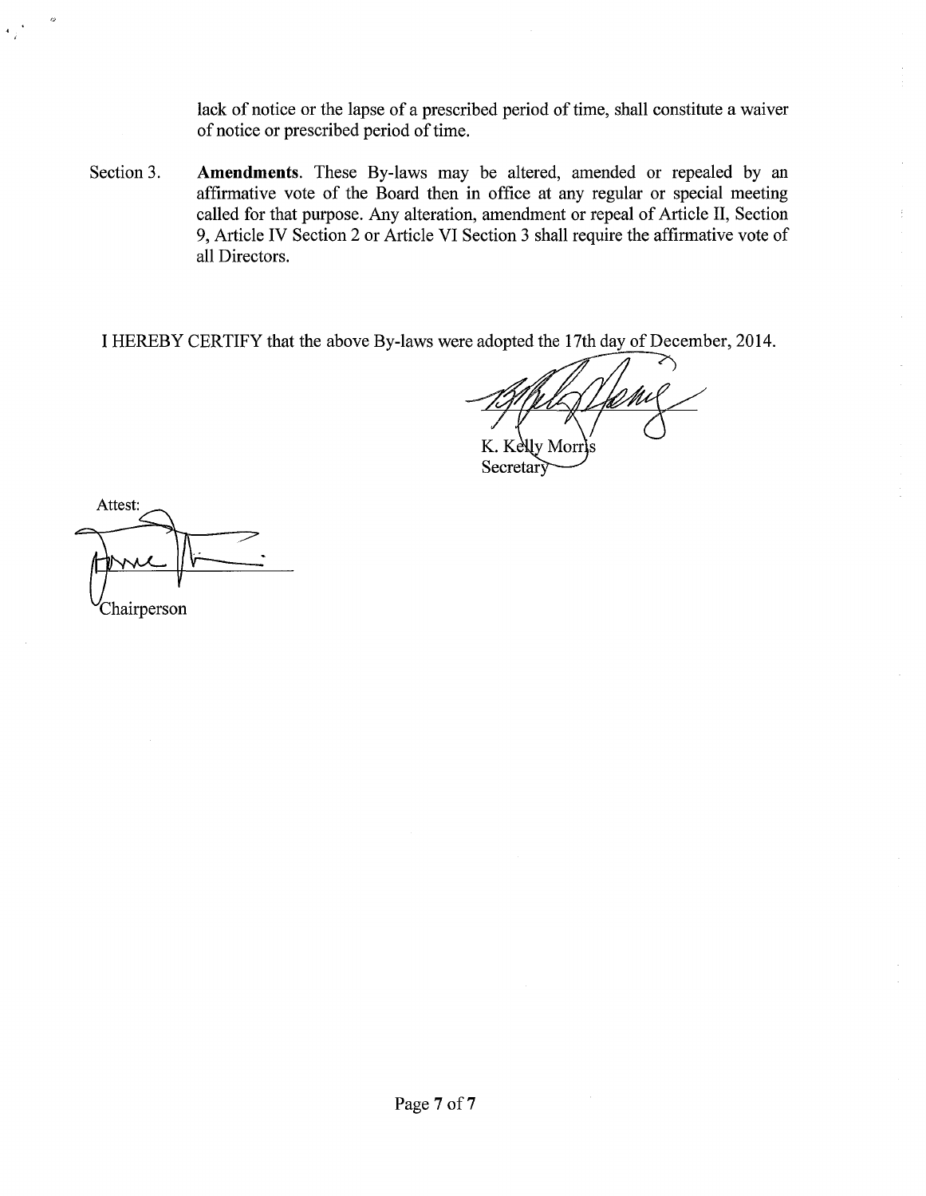lack of notice or the lapse of a prescribed period of time, shall constitute a waiver of notice or prescribed period of time.

Section 3. **Amendments**. These By-laws may be altered, amended or repealed by an affirmative vote of the Board then in office at any regular or special meeting called for that purpose. Any alteration, amendment or repeal of Article II, Section 9, Article IV Section 2 or Article VI Section 3 shall require the affirmative vote of all Directors.

I HEREBY CERTIFY that the above By-laws were adopted the 17th day of December, 2014.

K. Kelly Morris
Secretary

Attest:

Chairperson